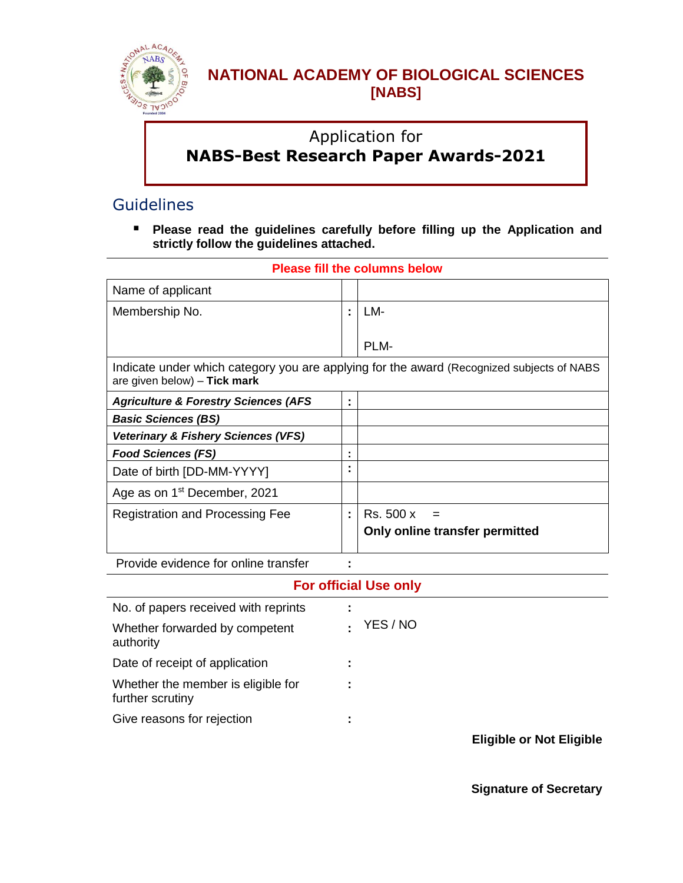# NATIONAL ACADEMY OF BIOLOGICAL SCIENCES [NABS]

## Application for
## NABS-Best Research Paper Awards-2021

## Guidelines

- **Please read the guidelines carefully before filling up the Application and strictly follow the guidelines attached.**

**Please fill the columns below**

| | | |
|---|---|---|
| Name of applicant | | |
| Membership No. | : | LM-<br><br>PLM- |
| Indicate under which category you are applying for the award (Recognized subjects of NABS are given below) – **Tick mark** | | |
| ***Agriculture & Forestry Sciences (AFS*** | : | |
| ***Basic Sciences (BS)*** | | |
| ***Veterinary & Fishery Sciences (VFS)*** | | |
| ***Food Sciences (FS)*** | : | |
| Date of birth [DD-MM-YYYY] | : | |
| Age as on 1st December, 2021 | | |
| Registration and Processing Fee | : | Rs. 500 x = <br>**Only online transfer permitted** |
| Provide evidence for online transfer | : | |

**For official Use only**

| | | |
|---|---|---|
| No. of papers received with reprints | : | |
| Whether forwarded by competent authority | : | YES / NO |
| Date of receipt of application | : | |
| Whether the member is eligible for further scrutiny | : | |
| Give reasons for rejection | : | |

**Eligible or Not Eligible**

**Signature of Secretary**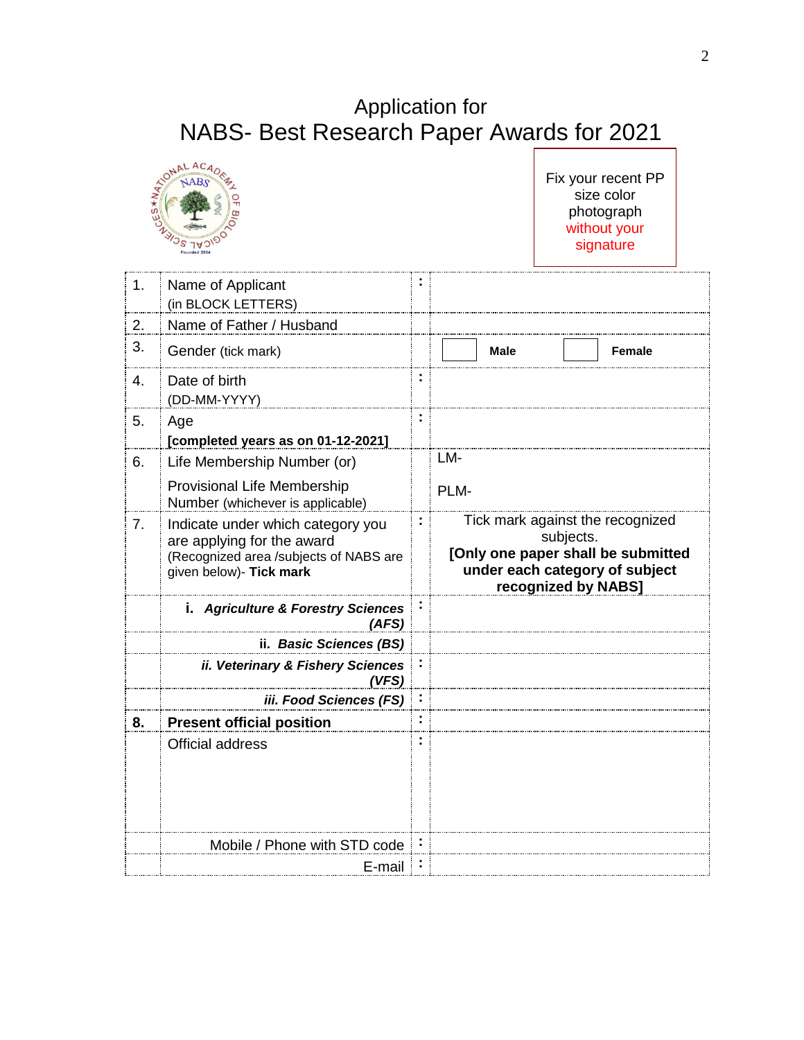# Application for
# NABS- Best Research Paper Awards for 2021

Fix your recent PP size color photograph without your signature

| | | | |
|---|---|---|---|
| 1. | Name of Applicant (in BLOCK LETTERS) | : | |
| 2. | Name of Father / Husband | | |
| 3. | Gender (tick mark) | | ☐ **Male** ☐ **Female** |
| 4. | Date of birth (DD-MM-YYYY) | : | |
| 5. | Age **[completed years as on 01-12-2021]** | : | |
| 6. | Life Membership Number (or) Provisional Life Membership Number (whichever is applicable) | | LM- PLM- |
| 7. | Indicate under which category you are applying for the award (Recognized area /subjects of NABS are given below)- **Tick mark** | : | Tick mark against the recognized subjects. **[Only one paper shall be submitted under each category of subject recognized by NABS]** |
| | **i. *Agriculture & Forestry Sciences (AFS)*** | : | |
| | **ii. *Basic Sciences (BS)*** | | |
| | ***ii. Veterinary & Fishery Sciences (VFS)*** | : | |
| | ***iii. Food Sciences (FS)*** | : | |
| **8.** | **Present official position** | : | |
| | Official address | : | |
| | Mobile / Phone with STD code | : | |
| | E-mail | : | |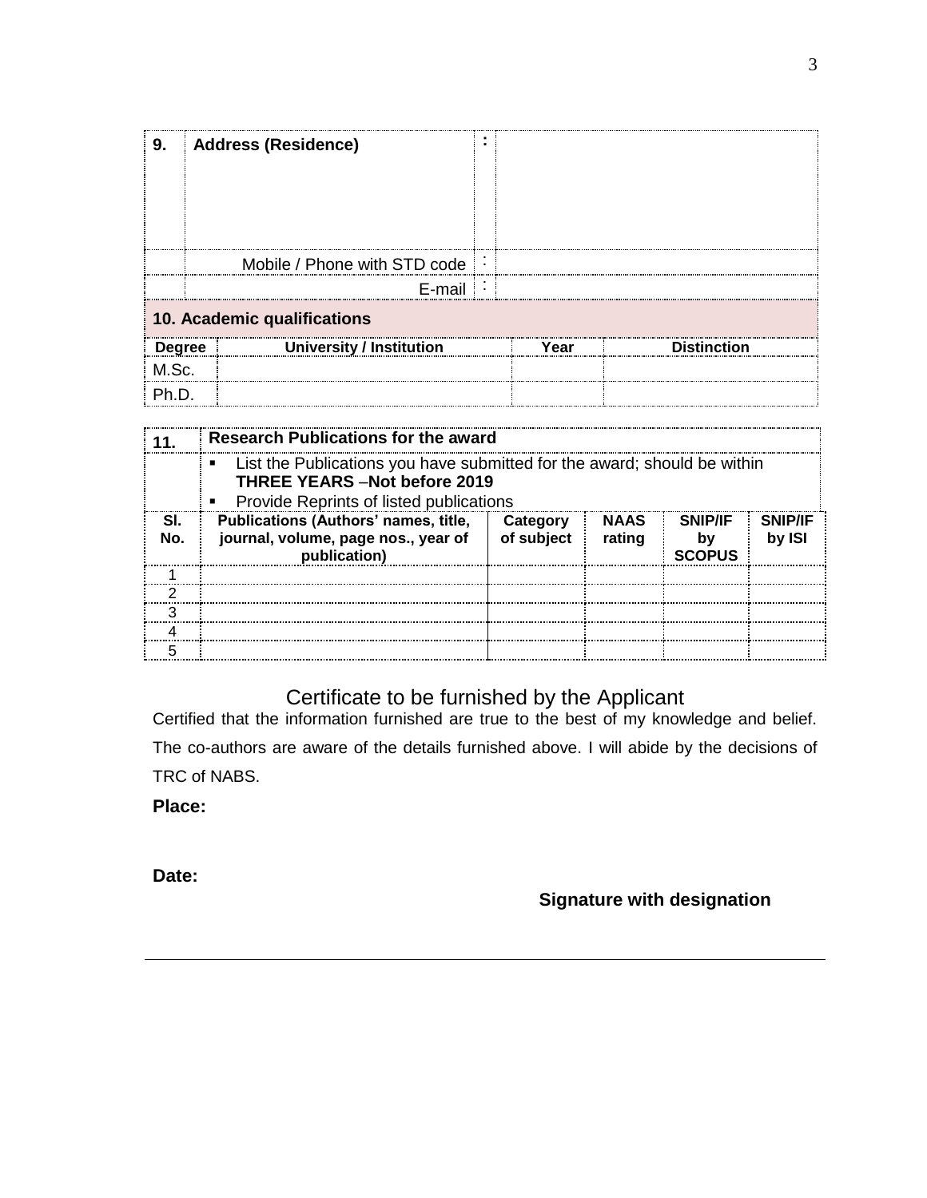| 9. | **Address (Residence)** | : | |
|---|---|---|---|
| | Mobile / Phone with STD code | : | |
| | E-mail | : | |

**10. Academic qualifications**

| Degree | University / Institution | Year | Distinction |
|---|---|---|---|
| M.Sc. | | | |
| Ph.D. | | | |

| 11. | Research Publications for the award | | | | |
|---|---|---|---|---|---|
| | ▪ List the Publications you have submitted for the award; should be within **THREE YEARS** –**Not before 2019** ▪ Provide Reprints of listed publications | | | | |
| **Sl. No.** | **Publications (Authors' names, title, journal, volume, page nos., year of publication)** | **Category of subject** | **NAAS rating** | **SNIP/IF by SCOPUS** | **SNIP/IF by ISI** |
| 1 | | | | | |
| 2 | | | | | |
| 3 | | | | | |
| 4 | | | | | |
| 5 | | | | | |

## Certificate to be furnished by the Applicant

Certified that the information furnished are true to the best of my knowledge and belief. The co-authors are aware of the details furnished above. I will abide by the decisions of TRC of NABS.

**Place:**

**Date:**

**Signature with designation**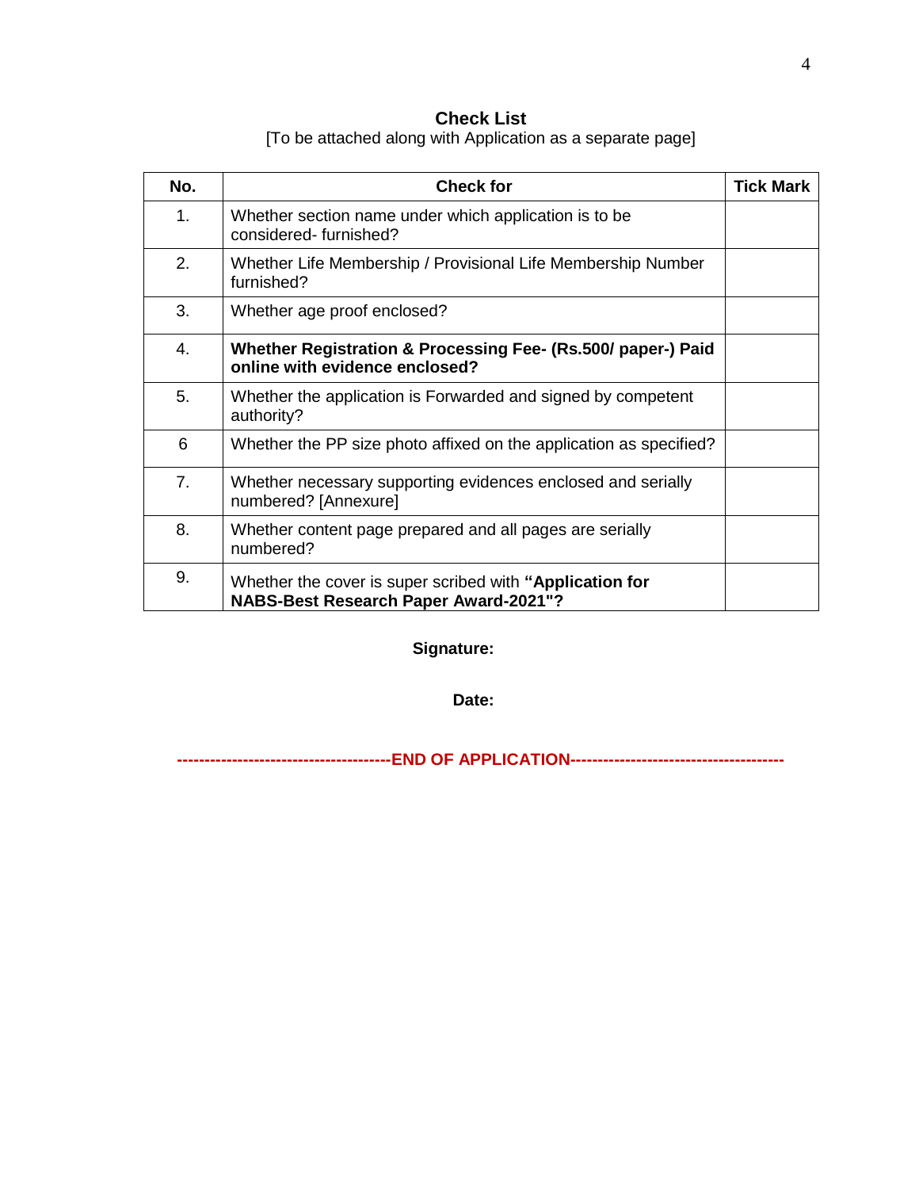## Check List

[To be attached along with Application as a separate page]

| No. | Check for | Tick Mark |
|---|---|---|
| 1. | Whether section name under which application is to be considered- furnished? | |
| 2. | Whether Life Membership / Provisional Life Membership Number furnished? | |
| 3. | Whether age proof enclosed? | |
| 4. | **Whether Registration & Processing Fee- (Rs.500/ paper-) Paid online with evidence enclosed?** | |
| 5. | Whether the application is Forwarded and signed by competent authority? | |
| 6 | Whether the PP size photo affixed on the application as specified? | |
| 7. | Whether necessary supporting evidences enclosed and serially numbered? [Annexure] | |
| 8. | Whether content page prepared and all pages are serially numbered? | |
| 9. | Whether the cover is super scribed with **"Application for NABS-Best Research Paper Award-2021"?** | |

**Signature:**

**Date:**

**-------------------------------------END OF APPLICATION-------------------------------------**